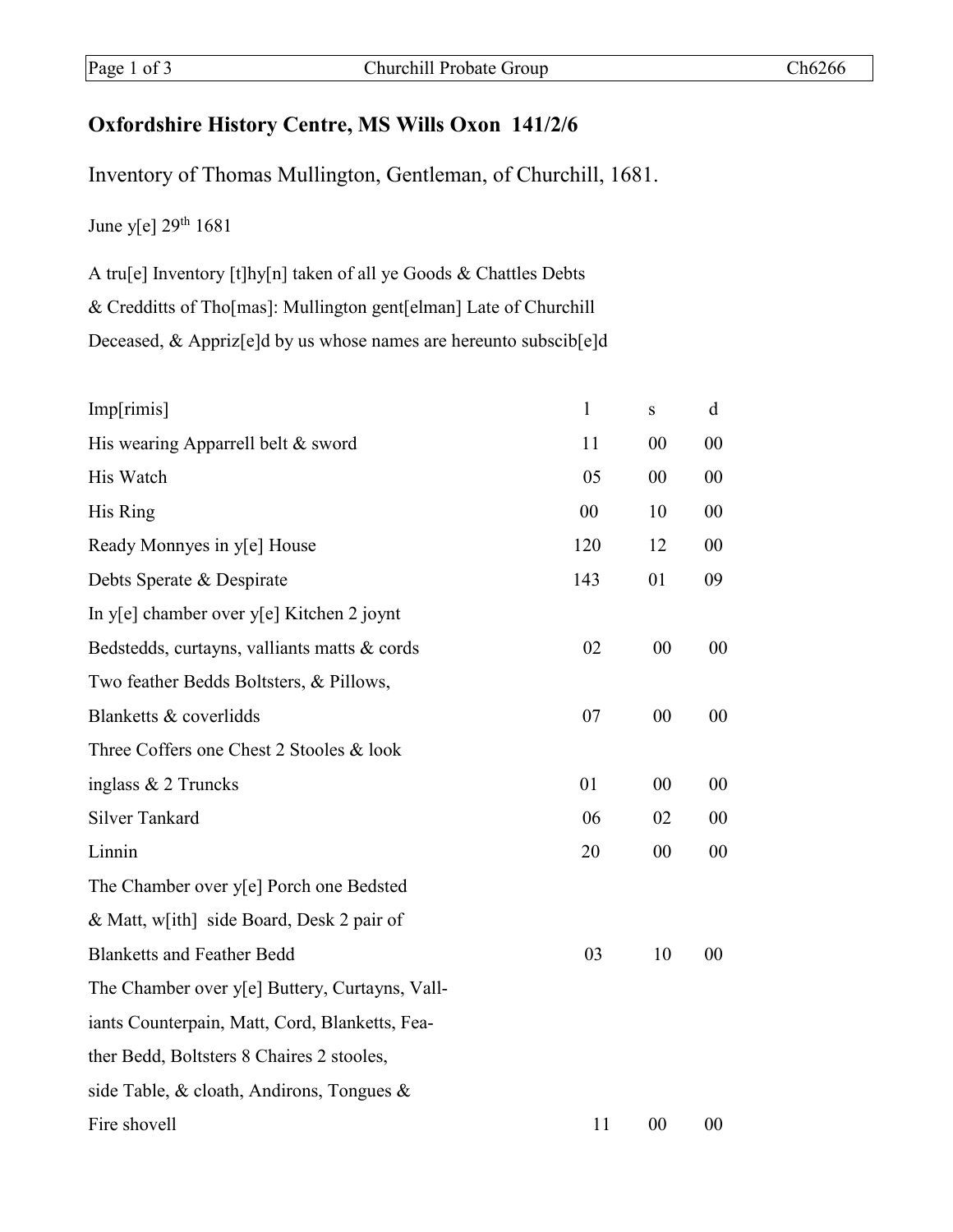## Oxfordshire History Centre, MS Wills Oxon 141/2/6

Inventory of Thomas Mullington, Gentleman, of Churchill, 1681.

June y[e] 29th 1681

A tru[e] Inventory [t]hy[n] taken of all ye Goods & Chattles Debts
& Creddditts of Tho[mas]: Mullington gent[elman] Late of Churchill
Deceased, & Appriz[e]d by us whose names are hereunto subscib[e]d

| Imp[rimis] | l | s | d |
|---|---|---|---|
| His wearing Apparrell belt & sword | 11 | 00 | 00 |
| His Watch | 05 | 00 | 00 |
| His Ring | 00 | 10 | 00 |
| Ready Monnyes in y[e] House | 120 | 12 | 00 |
| Debts Sperate & Despirate | 143 | 01 | 09 |
| In y[e] chamber over y[e] Kitchen 2 joynt Bedstedds, curtayns, valliants matts & cords | 02 | 00 | 00 |
| Two feather Bedds Boltsters, & Pillows, Blanketts & coverlidds | 07 | 00 | 00 |
| Three Coffers one Chest 2 Stooles & look inglass & 2 Truncks | 01 | 00 | 00 |
| Silver Tankard | 06 | 02 | 00 |
| Linnin | 20 | 00 | 00 |
| The Chamber over y[e] Porch one Bedsted & Matt, w[ith] side Board, Desk 2 pair of Blanketts and Feather Bedd | 03 | 10 | 00 |
| The Chamber over y[e] Buttery, Curtayns, Vall-iants Counterpain, Matt, Cord, Blanketts, Fea-ther Bedd, Boltsters 8 Chaires 2 stooles, side Table, & cloath, Andirons, Tongues & Fire shovell | 11 | 00 | 00 |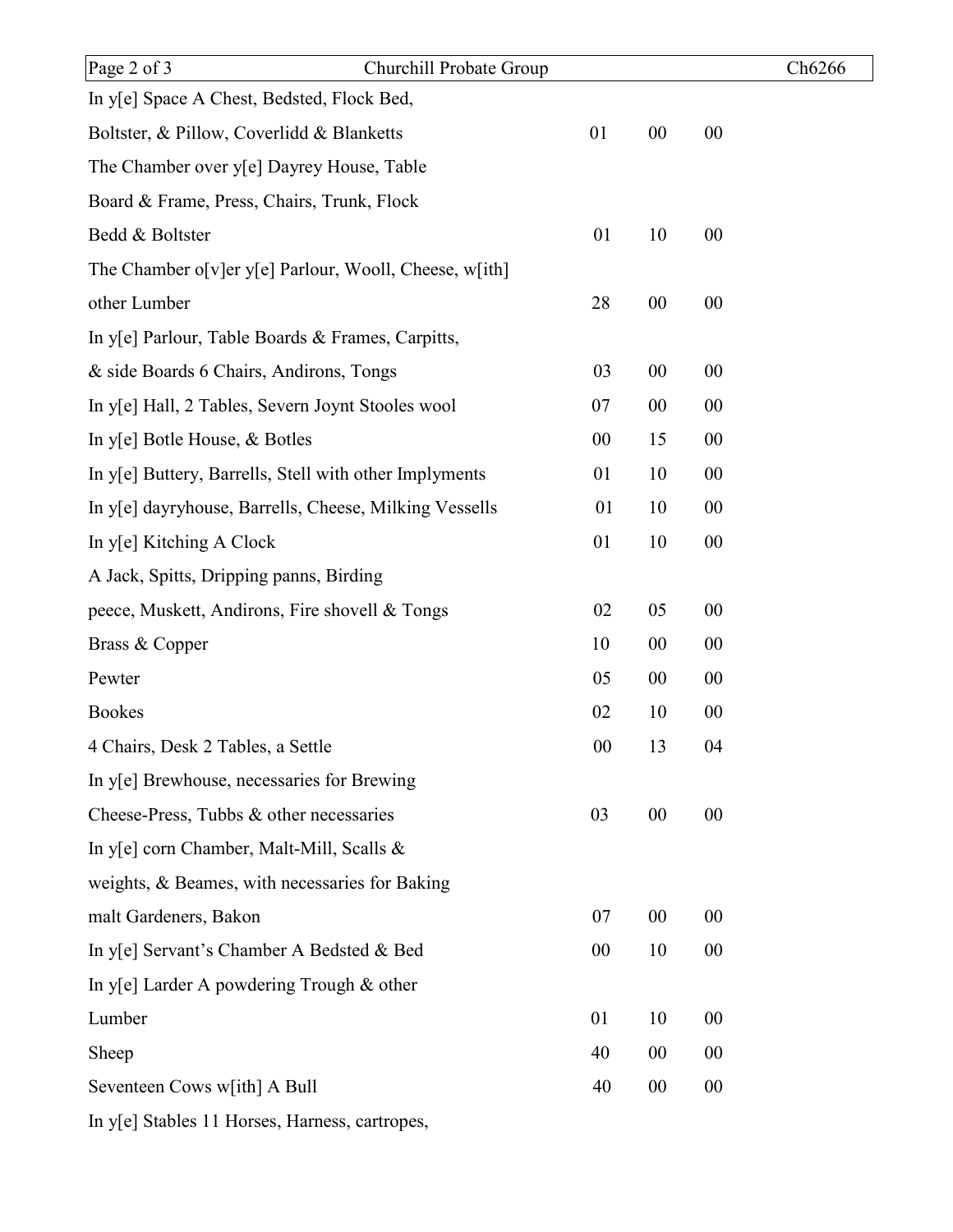| | | | |
|---|---|---|---|
| In y[e] Space A Chest, Bedsted, Flock Bed, | | | |
| Boltster, & Pillow, Coverlidd & Blanketts | 01 | 00 | 00 |
| The Chamber over y[e] Dayrey House, Table | | | |
| Board & Frame, Press, Chairs, Trunk, Flock | | | |
| Bedd & Boltster | 01 | 10 | 00 |
| The Chamber o[v]er y[e] Parlour, Wooll, Cheese, w[ith] | | | |
| other Lumber | 28 | 00 | 00 |
| In y[e] Parlour, Table Boards & Frames, Carpitts, | | | |
| & side Boards 6 Chairs, Andirons, Tongs | 03 | 00 | 00 |
| In y[e] Hall, 2 Tables, Severn Joynt Stooles wool | 07 | 00 | 00 |
| In y[e] Botle House, & Botles | 00 | 15 | 00 |
| In y[e] Buttery, Barrells, Stell with other Implyments | 01 | 10 | 00 |
| In y[e] dayryhouse, Barrells, Cheese, Milking Vessells | 01 | 10 | 00 |
| In y[e] Kitching A Clock | 01 | 10 | 00 |
| A Jack, Spitts, Dripping panns, Birding | | | |
| peece, Muskett, Andirons, Fire shovell & Tongs | 02 | 05 | 00 |
| Brass & Copper | 10 | 00 | 00 |
| Pewter | 05 | 00 | 00 |
| Bookes | 02 | 10 | 00 |
| 4 Chairs, Desk 2 Tables, a Settle | 00 | 13 | 04 |
| In y[e] Brewhouse, necessaries for Brewing | | | |
| Cheese-Press, Tubbs & other necessaries | 03 | 00 | 00 |
| In y[e] corn Chamber, Malt-Mill, Scalls & | | | |
| weights, & Beames, with necessaries for Baking | | | |
| malt Gardeners, Bakon | 07 | 00 | 00 |
| In y[e] Servant's Chamber A Bedsted & Bed | 00 | 10 | 00 |
| In y[e] Larder A powdering Trough & other | | | |
| Lumber | 01 | 10 | 00 |
| Sheep | 40 | 00 | 00 |
| Seventeen Cows w[ith] A Bull | 40 | 00 | 00 |
| In y[e] Stables 11 Horses, Harness, cartropes, | | | |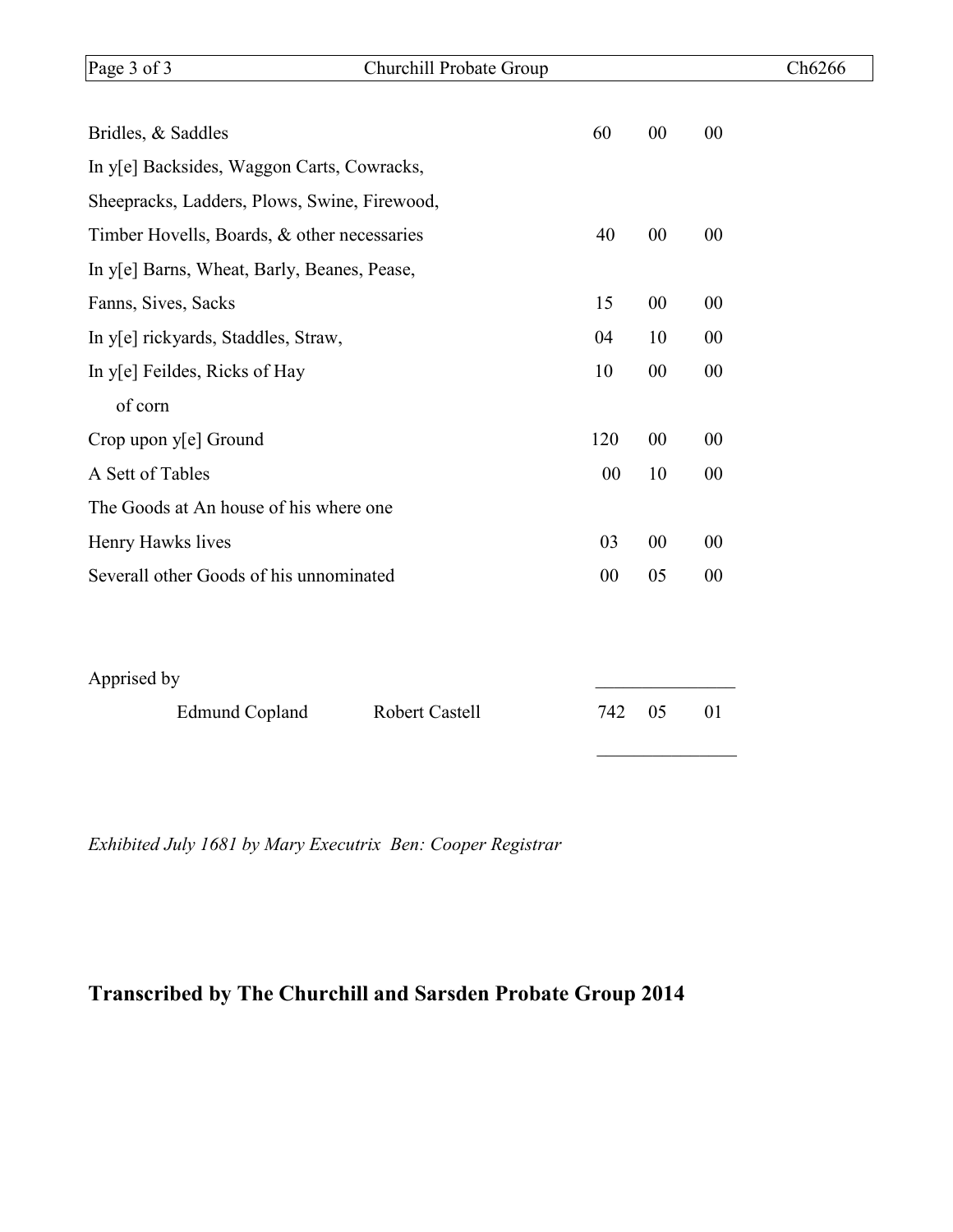| | | | |
|---|---|---|---|
| Bridles, & Saddles | 60 | 00 | 00 |
| In y[e] Backsides, Waggon Carts, Cowracks, | | | |
| Sheepracks, Ladders, Plows, Swine, Firewood, | | | |
| Timber Hovells, Boards, & other necessaries | 40 | 00 | 00 |
| In y[e] Barns, Wheat, Barly, Beanes, Pease, | | | |
| Fanns, Sives, Sacks | 15 | 00 | 00 |
| In y[e] rickyards, Staddles, Straw, | 04 | 10 | 00 |
| In y[e] Feildes, Ricks of Hay | 10 | 00 | 00 |
| of corn | | | |
| Crop upon y[e] Ground | 120 | 00 | 00 |
| A Sett of Tables | 00 | 10 | 00 |
| The Goods at An house of his where one | | | |
| Henry Hawks lives | 03 | 00 | 00 |
| Severall other Goods of his unnominated | 00 | 05 | 00 |

Apprised by

Edmund Copland    Robert Castell    742 05 01

*Exhibited July 1681 by Mary Executrix  Ben: Cooper Registrar*

**Transcribed by The Churchill and Sarsden Probate Group 2014**